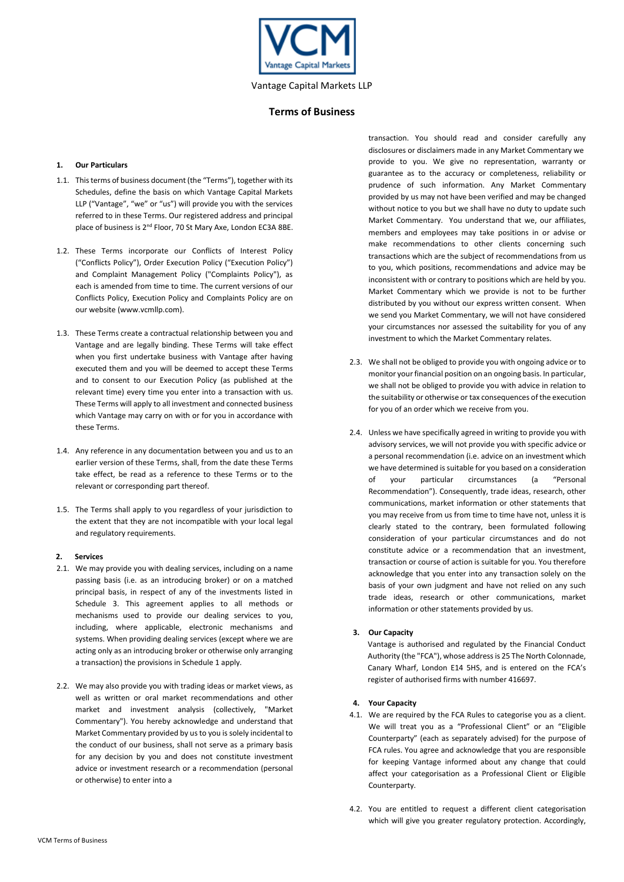Vantage Capital Markets LLP

# Terms of Business

## 1. Our Particulars

1.1. This terms of business document (the "Terms"), together with its Schedules, define the basis on which Vantage Capital Markets LLP ("Vantage", "we" or "us") will provide you with the services referred to in these Terms. Our registered address and principal place of business is 2nd Floor, 70 St Mary Axe, London EC3A 8BE.

1.2. These Terms incorporate our Conflicts of Interest Policy ("Conflicts Policy"), Order Execution Policy ("Execution Policy") and Complaint Management Policy ("Complaints Policy"), as each is amended from time to time. The current versions of our Conflicts Policy, Execution Policy and Complaints Policy are on our website (www.vcmllp.com).

1.3. These Terms create a contractual relationship between you and Vantage and are legally binding. These Terms will take effect when you first undertake business with Vantage after having executed them and you will be deemed to accept these Terms and to consent to our Execution Policy (as published at the relevant time) every time you enter into a transaction with us. These Terms will apply to all investment and connected business which Vantage may carry on with or for you in accordance with these Terms.

1.4. Any reference in any documentation between you and us to an earlier version of these Terms, shall, from the date these Terms take effect, be read as a reference to these Terms or to the relevant or corresponding part thereof.

1.5. The Terms shall apply to you regardless of your jurisdiction to the extent that they are not incompatible with your local legal and regulatory requirements.

## 2. Services

2.1. We may provide you with dealing services, including on a name passing basis (i.e. as an introducing broker) or on a matched principal basis, in respect of any of the investments listed in Schedule 3. This agreement applies to all methods or mechanisms used to provide our dealing services to you, including, where applicable, electronic mechanisms and systems. When providing dealing services (except where we are acting only as an introducing broker or otherwise only arranging a transaction) the provisions in Schedule 1 apply.

2.2. We may also provide you with trading ideas or market views, as well as written or oral market recommendations and other market and investment analysis (collectively, "Market Commentary"). You hereby acknowledge and understand that Market Commentary provided by us to you is solely incidental to the conduct of our business, shall not serve as a primary basis for any decision by you and does not constitute investment advice or investment research or a recommendation (personal or otherwise) to enter into a transaction. You should read and consider carefully any disclosures or disclaimers made in any Market Commentary we provide to you. We give no representation, warranty or guarantee as to the accuracy or completeness, reliability or prudence of such information. Any Market Commentary provided by us may not have been verified and may be changed without notice to you but we shall have no duty to update such Market Commentary. You understand that we, our affiliates, members and employees may take positions in or advise or make recommendations to other clients concerning such transactions which are the subject of recommendations from us to you, which positions, recommendations and advice may be inconsistent with or contrary to positions which are held by you. Market Commentary which we provide is not to be further distributed by you without our express written consent. When we send you Market Commentary, we will not have considered your circumstances nor assessed the suitability for you of any investment to which the Market Commentary relates.

2.3. We shall not be obliged to provide you with ongoing advice or to monitor your financial position on an ongoing basis. In particular, we shall not be obliged to provide you with advice in relation to the suitability or otherwise or tax consequences of the execution for you of an order which we receive from you.

2.4. Unless we have specifically agreed in writing to provide you with advisory services, we will not provide you with specific advice or a personal recommendation (i.e. advice on an investment which we have determined is suitable for you based on a consideration of your particular circumstances (a "Personal Recommendation"). Consequently, trade ideas, research, other communications, market information or other statements that you may receive from us from time to time have not, unless it is clearly stated to the contrary, been formulated following consideration of your particular circumstances and do not constitute advice or a recommendation that an investment, transaction or course of action is suitable for you. You therefore acknowledge that you enter into any transaction solely on the basis of your own judgment and have not relied on any such trade ideas, research or other communications, market information or other statements provided by us.

## 3. Our Capacity

Vantage is authorised and regulated by the Financial Conduct Authority (the "FCA"), whose address is 25 The North Colonnade, Canary Wharf, London E14 5HS, and is entered on the FCA's register of authorised firms with number 416697.

## 4. Your Capacity

4.1. We are required by the FCA Rules to categorise you as a client. We will treat you as a "Professional Client" or an "Eligible Counterparty" (each as separately advised) for the purpose of FCA rules. You agree and acknowledge that you are responsible for keeping Vantage informed about any change that could affect your categorisation as a Professional Client or Eligible Counterparty.

4.2. You are entitled to request a different client categorisation which will give you greater regulatory protection. Accordingly,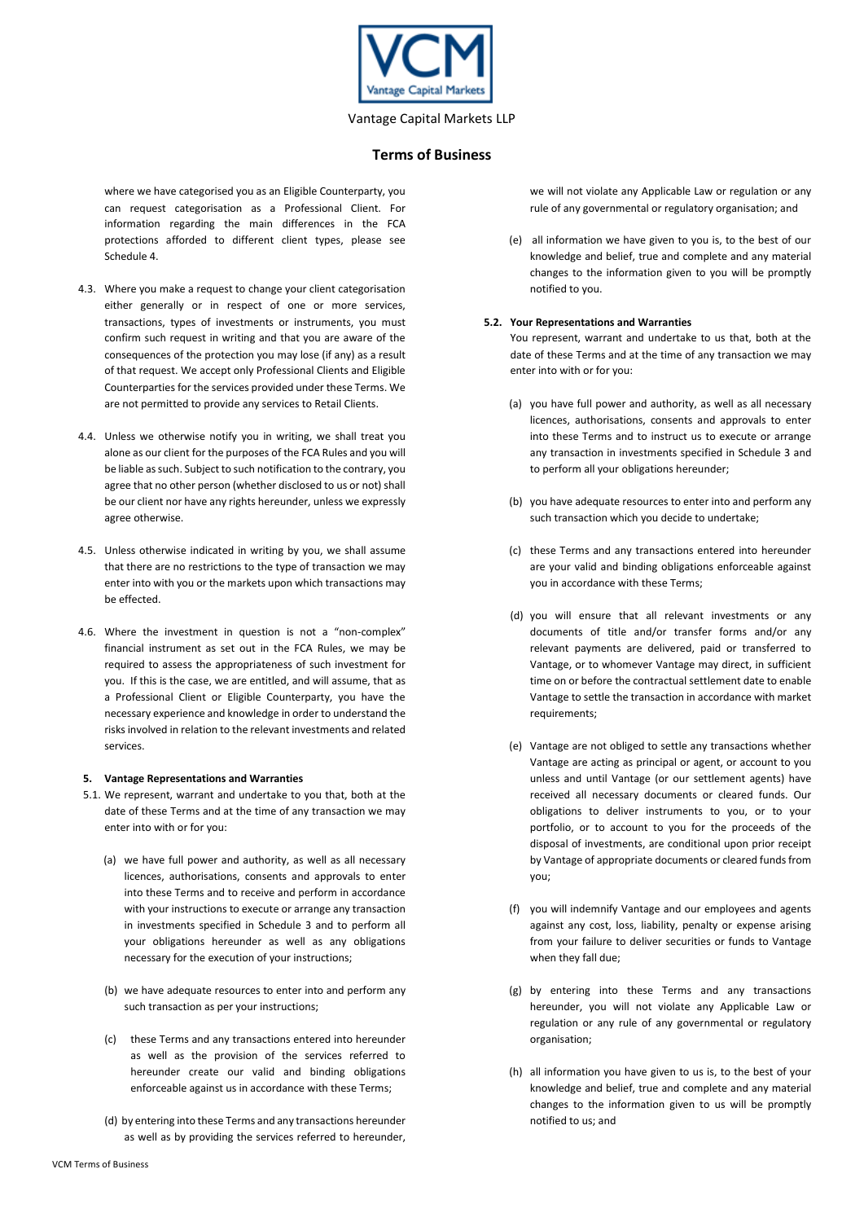where we have categorised you as an Eligible Counterparty, you can request categorisation as a Professional Client. For information regarding the main differences in the FCA protections afforded to different client types, please see Schedule 4.

4.3. Where you make a request to change your client categorisation either generally or in respect of one or more services, transactions, types of investments or instruments, you must confirm such request in writing and that you are aware of the consequences of the protection you may lose (if any) as a result of that request. We accept only Professional Clients and Eligible Counterparties for the services provided under these Terms. We are not permitted to provide any services to Retail Clients.

4.4. Unless we otherwise notify you in writing, we shall treat you alone as our client for the purposes of the FCA Rules and you will be liable as such. Subject to such notification to the contrary, you agree that no other person (whether disclosed to us or not) shall be our client nor have any rights hereunder, unless we expressly agree otherwise.

4.5. Unless otherwise indicated in writing by you, we shall assume that there are no restrictions to the type of transaction we may enter into with you or the markets upon which transactions may be effected.

4.6. Where the investment in question is not a "non-complex" financial instrument as set out in the FCA Rules, we may be required to assess the appropriateness of such investment for you. If this is the case, we are entitled, and will assume, that as a Professional Client or Eligible Counterparty, you have the necessary experience and knowledge in order to understand the risks involved in relation to the relevant investments and related services.

**5. Vantage Representations and Warranties**

5.1. We represent, warrant and undertake to you that, both at the date of these Terms and at the time of any transaction we may enter into with or for you:

(a) we have full power and authority, as well as all necessary licences, authorisations, consents and approvals to enter into these Terms and to receive and perform in accordance with your instructions to execute or arrange any transaction in investments specified in Schedule 3 and to perform all your obligations hereunder as well as any obligations necessary for the execution of your instructions;

(b) we have adequate resources to enter into and perform any such transaction as per your instructions;

(c) these Terms and any transactions entered into hereunder as well as the provision of the services referred to hereunder create our valid and binding obligations enforceable against us in accordance with these Terms;

(d) by entering into these Terms and any transactions hereunder as well as by providing the services referred to hereunder, we will not violate any Applicable Law or regulation or any rule of any governmental or regulatory organisation; and

(e) all information we have given to you is, to the best of our knowledge and belief, true and complete and any material changes to the information given to you will be promptly notified to you.

**5.2. Your Representations and Warranties**

You represent, warrant and undertake to us that, both at the date of these Terms and at the time of any transaction we may enter into with or for you:

(a) you have full power and authority, as well as all necessary licences, authorisations, consents and approvals to enter into these Terms and to instruct us to execute or arrange any transaction in investments specified in Schedule 3 and to perform all your obligations hereunder;

(b) you have adequate resources to enter into and perform any such transaction which you decide to undertake;

(c) these Terms and any transactions entered into hereunder are your valid and binding obligations enforceable against you in accordance with these Terms;

(d) you will ensure that all relevant investments or any documents of title and/or transfer forms and/or any relevant payments are delivered, paid or transferred to Vantage, or to whomever Vantage may direct, in sufficient time on or before the contractual settlement date to enable Vantage to settle the transaction in accordance with market requirements;

(e) Vantage are not obliged to settle any transactions whether Vantage are acting as principal or agent, or account to you unless and until Vantage (or our settlement agents) have received all necessary documents or cleared funds. Our obligations to deliver instruments to you, or to your portfolio, or to account to you for the proceeds of the disposal of investments, are conditional upon prior receipt by Vantage of appropriate documents or cleared funds from you;

(f) you will indemnify Vantage and our employees and agents against any cost, loss, liability, penalty or expense arising from your failure to deliver securities or funds to Vantage when they fall due;

(g) by entering into these Terms and any transactions hereunder, you will not violate any Applicable Law or regulation or any rule of any governmental or regulatory organisation;

(h) all information you have given to us is, to the best of your knowledge and belief, true and complete and any material changes to the information given to us will be promptly notified to us; and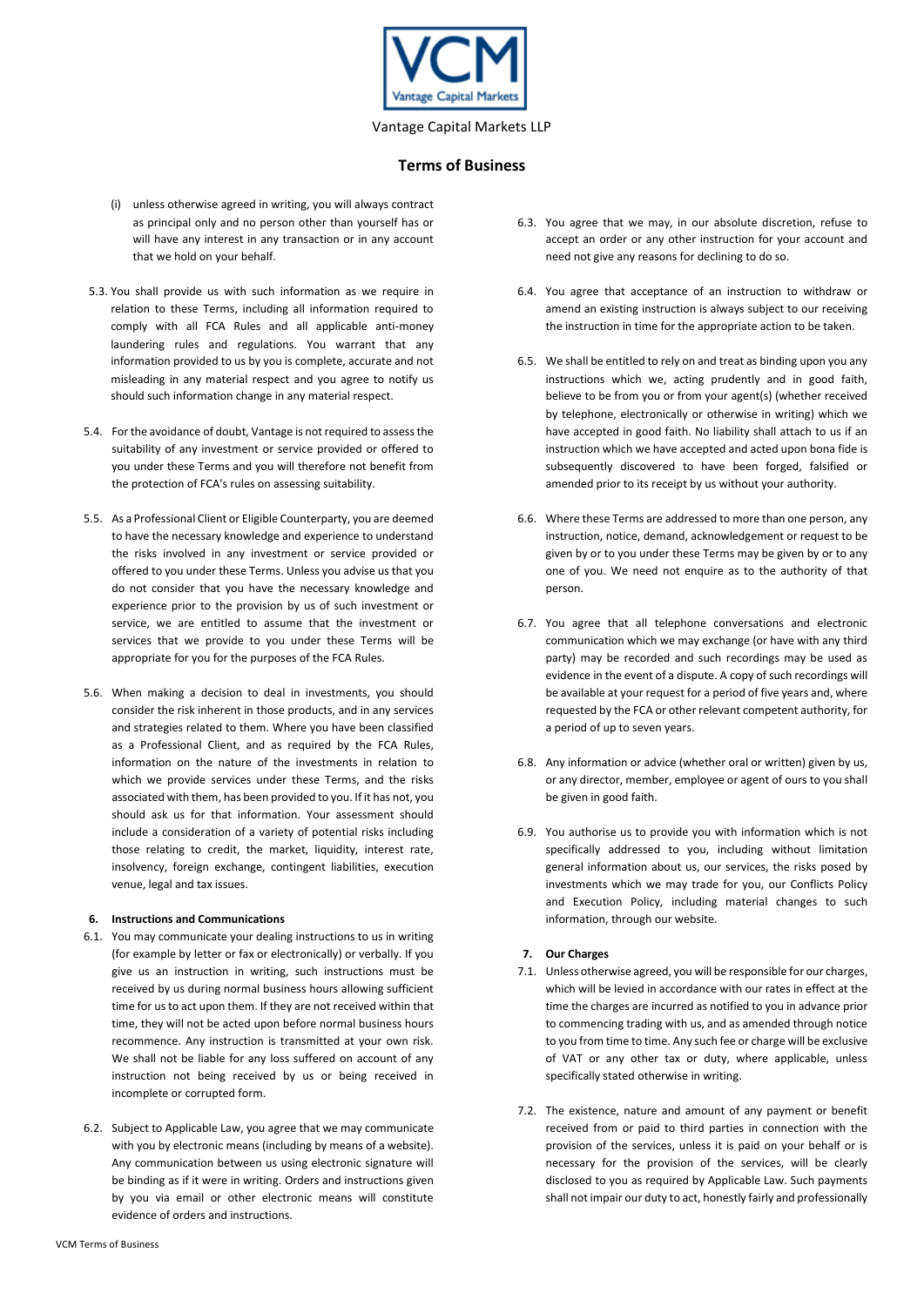(i) unless otherwise agreed in writing, you will always contract as principal only and no person other than yourself has or will have any interest in any transaction or in any account that we hold on your behalf.

5.3. You shall provide us with such information as we require in relation to these Terms, including all information required to comply with all FCA Rules and all applicable anti-money laundering rules and regulations. You warrant that any information provided to us by you is complete, accurate and not misleading in any material respect and you agree to notify us should such information change in any material respect.

5.4. For the avoidance of doubt, Vantage is not required to assess the suitability of any investment or service provided or offered to you under these Terms and you will therefore not benefit from the protection of FCA's rules on assessing suitability.

5.5. As a Professional Client or Eligible Counterparty, you are deemed to have the necessary knowledge and experience to understand the risks involved in any investment or service provided or offered to you under these Terms. Unless you advise us that you do not consider that you have the necessary knowledge and experience prior to the provision by us of such investment or service, we are entitled to assume that the investment or services that we provide to you under these Terms will be appropriate for you for the purposes of the FCA Rules.

5.6. When making a decision to deal in investments, you should consider the risk inherent in those products, and in any services and strategies related to them. Where you have been classified as a Professional Client, and as required by the FCA Rules, information on the nature of the investments in relation to which we provide services under these Terms, and the risks associated with them, has been provided to you. If it has not, you should ask us for that information. Your assessment should include a consideration of a variety of potential risks including those relating to credit, the market, liquidity, interest rate, insolvency, foreign exchange, contingent liabilities, execution venue, legal and tax issues.

**6. Instructions and Communications**

6.1. You may communicate your dealing instructions to us in writing (for example by letter or fax or electronically) or verbally. If you give us an instruction in writing, such instructions must be received by us during normal business hours allowing sufficient time for us to act upon them. If they are not received within that time, they will not be acted upon before normal business hours recommence. Any instruction is transmitted at your own risk. We shall not be liable for any loss suffered on account of any instruction not being received by us or being received in incomplete or corrupted form.

6.2. Subject to Applicable Law, you agree that we may communicate with you by electronic means (including by means of a website). Any communication between us using electronic signature will be binding as if it were in writing. Orders and instructions given by you via email or other electronic means will constitute evidence of orders and instructions.

6.3. You agree that we may, in our absolute discretion, refuse to accept an order or any other instruction for your account and need not give any reasons for declining to do so.

6.4. You agree that acceptance of an instruction to withdraw or amend an existing instruction is always subject to our receiving the instruction in time for the appropriate action to be taken.

6.5. We shall be entitled to rely on and treat as binding upon you any instructions which we, acting prudently and in good faith, believe to be from you or from your agent(s) (whether received by telephone, electronically or otherwise in writing) which we have accepted in good faith. No liability shall attach to us if an instruction which we have accepted and acted upon bona fide is subsequently discovered to have been forged, falsified or amended prior to its receipt by us without your authority.

6.6. Where these Terms are addressed to more than one person, any instruction, notice, demand, acknowledgement or request to be given by or to you under these Terms may be given by or to any one of you. We need not enquire as to the authority of that person.

6.7. You agree that all telephone conversations and electronic communication which we may exchange (or have with any third party) may be recorded and such recordings may be used as evidence in the event of a dispute. A copy of such recordings will be available at your request for a period of five years and, where requested by the FCA or other relevant competent authority, for a period of up to seven years.

6.8. Any information or advice (whether oral or written) given by us, or any director, member, employee or agent of ours to you shall be given in good faith.

6.9. You authorise us to provide you with information which is not specifically addressed to you, including without limitation general information about us, our services, the risks posed by investments which we may trade for you, our Conflicts Policy and Execution Policy, including material changes to such information, through our website.

**7. Our Charges**

7.1. Unless otherwise agreed, you will be responsible for our charges, which will be levied in accordance with our rates in effect at the time the charges are incurred as notified to you in advance prior to commencing trading with us, and as amended through notice to you from time to time. Any such fee or charge will be exclusive of VAT or any other tax or duty, where applicable, unless specifically stated otherwise in writing.

7.2. The existence, nature and amount of any payment or benefit received from or paid to third parties in connection with the provision of the services, unless it is paid on your behalf or is necessary for the provision of the services, will be clearly disclosed to you as required by Applicable Law. Such payments shall not impair our duty to act, honestly fairly and professionally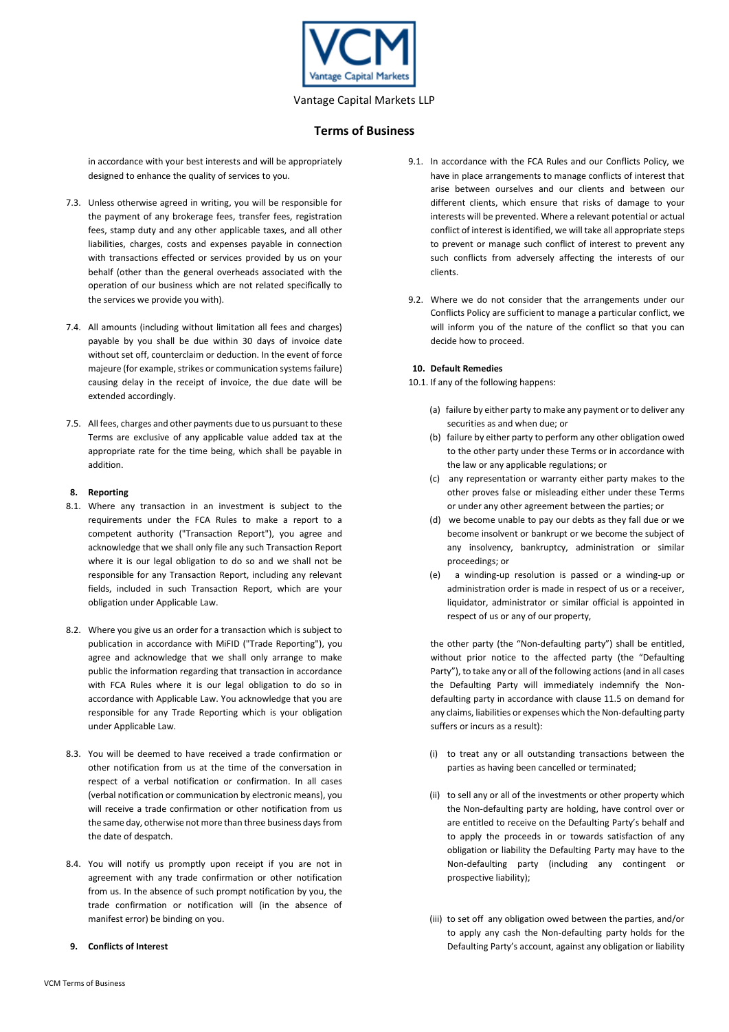in accordance with your best interests and will be appropriately designed to enhance the quality of services to you.

7.3. Unless otherwise agreed in writing, you will be responsible for the payment of any brokerage fees, transfer fees, registration fees, stamp duty and any other applicable taxes, and all other liabilities, charges, costs and expenses payable in connection with transactions effected or services provided by us on your behalf (other than the general overheads associated with the operation of our business which are not related specifically to the services we provide you with).

7.4. All amounts (including without limitation all fees and charges) payable by you shall be due within 30 days of invoice date without set off, counterclaim or deduction. In the event of force majeure (for example, strikes or communication systems failure) causing delay in the receipt of invoice, the due date will be extended accordingly.

7.5. All fees, charges and other payments due to us pursuant to these Terms are exclusive of any applicable value added tax at the appropriate rate for the time being, which shall be payable in addition.

## 8. Reporting

8.1. Where any transaction in an investment is subject to the requirements under the FCA Rules to make a report to a competent authority ("Transaction Report"), you agree and acknowledge that we shall only file any such Transaction Report where it is our legal obligation to do so and we shall not be responsible for any Transaction Report, including any relevant fields, included in such Transaction Report, which are your obligation under Applicable Law.

8.2. Where you give us an order for a transaction which is subject to publication in accordance with MiFID ("Trade Reporting"), you agree and acknowledge that we shall only arrange to make public the information regarding that transaction in accordance with FCA Rules where it is our legal obligation to do so in accordance with Applicable Law. You acknowledge that you are responsible for any Trade Reporting which is your obligation under Applicable Law.

8.3. You will be deemed to have received a trade confirmation or other notification from us at the time of the conversation in respect of a verbal notification or confirmation. In all cases (verbal notification or communication by electronic means), you will receive a trade confirmation or other notification from us the same day, otherwise not more than three business days from the date of despatch.

8.4. You will notify us promptly upon receipt if you are not in agreement with any trade confirmation or other notification from us. In the absence of such prompt notification by you, the trade confirmation or notification will (in the absence of manifest error) be binding on you.

## 9. Conflicts of Interest

9.1. In accordance with the FCA Rules and our Conflicts Policy, we have in place arrangements to manage conflicts of interest that arise between ourselves and our clients and between our different clients, which ensure that risks of damage to your interests will be prevented. Where a relevant potential or actual conflict of interest is identified, we will take all appropriate steps to prevent or manage such conflict of interest to prevent any such conflicts from adversely affecting the interests of our clients.

9.2. Where we do not consider that the arrangements under our Conflicts Policy are sufficient to manage a particular conflict, we will inform you of the nature of the conflict so that you can decide how to proceed.

## 10. Default Remedies

10.1. If any of the following happens:

(a) failure by either party to make any payment or to deliver any securities as and when due; or

(b) failure by either party to perform any other obligation owed to the other party under these Terms or in accordance with the law or any applicable regulations; or

(c) any representation or warranty either party makes to the other proves false or misleading either under these Terms or under any other agreement between the parties; or

(d) we become unable to pay our debts as they fall due or we become insolvent or bankrupt or we become the subject of any insolvency, bankruptcy, administration or similar proceedings; or

(e) a winding-up resolution is passed or a winding-up or administration order is made in respect of us or a receiver, liquidator, administrator or similar official is appointed in respect of us or any of our property,

the other party (the "Non-defaulting party") shall be entitled, without prior notice to the affected party (the "Defaulting Party"), to take any or all of the following actions (and in all cases the Defaulting Party will immediately indemnify the Non-defaulting party in accordance with clause 11.5 on demand for any claims, liabilities or expenses which the Non-defaulting party suffers or incurs as a result):

(i) to treat any or all outstanding transactions between the parties as having been cancelled or terminated;

(ii) to sell any or all of the investments or other property which the Non-defaulting party are holding, have control over or are entitled to receive on the Defaulting Party's behalf and to apply the proceeds in or towards satisfaction of any obligation or liability the Defaulting Party may have to the Non-defaulting party (including any contingent or prospective liability);

(iii) to set off any obligation owed between the parties, and/or to apply any cash the Non-defaulting party holds for the Defaulting Party's account, against any obligation or liability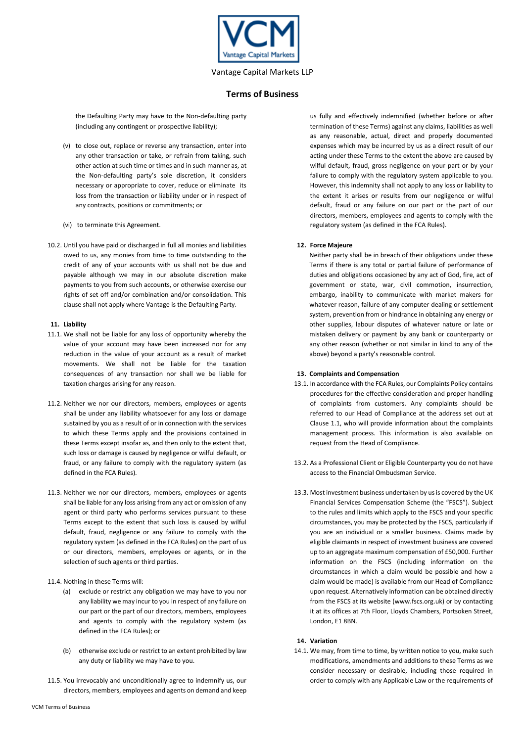the Defaulting Party may have to the Non-defaulting party (including any contingent or prospective liability);

(v) to close out, replace or reverse any transaction, enter into any other transaction or take, or refrain from taking, such other action at such time or times and in such manner as, at the Non-defaulting party's sole discretion, it considers necessary or appropriate to cover, reduce or eliminate its loss from the transaction or liability under or in respect of any contracts, positions or commitments; or

(vi) to terminate this Agreement.

10.2. Until you have paid or discharged in full all monies and liabilities owed to us, any monies from time to time outstanding to the credit of any of your accounts with us shall not be due and payable although we may in our absolute discretion make payments to you from such accounts, or otherwise exercise our rights of set off and/or combination and/or consolidation. This clause shall not apply where Vantage is the Defaulting Party.

## 11. Liability

11.1. We shall not be liable for any loss of opportunity whereby the value of your account may have been increased nor for any reduction in the value of your account as a result of market movements. We shall not be liable for the taxation consequences of any transaction nor shall we be liable for taxation charges arising for any reason.

11.2. Neither we nor our directors, members, employees or agents shall be under any liability whatsoever for any loss or damage sustained by you as a result of or in connection with the services to which these Terms apply and the provisions contained in these Terms except insofar as, and then only to the extent that, such loss or damage is caused by negligence or wilful default, or fraud, or any failure to comply with the regulatory system (as defined in the FCA Rules).

11.3. Neither we nor our directors, members, employees or agents shall be liable for any loss arising from any act or omission of any agent or third party who performs services pursuant to these Terms except to the extent that such loss is caused by wilful default, fraud, negligence or any failure to comply with the regulatory system (as defined in the FCA Rules) on the part of us or our directors, members, employees or agents, or in the selection of such agents or third parties.

11.4. Nothing in these Terms will:

(a) exclude or restrict any obligation we may have to you nor any liability we may incur to you in respect of any failure on our part or the part of our directors, members, employees and agents to comply with the regulatory system (as defined in the FCA Rules); or

(b) otherwise exclude or restrict to an extent prohibited by law any duty or liability we may have to you.

11.5. You irrevocably and unconditionally agree to indemnify us, our directors, members, employees and agents on demand and keep us fully and effectively indemnified (whether before or after termination of these Terms) against any claims, liabilities as well as any reasonable, actual, direct and properly documented expenses which may be incurred by us as a direct result of our acting under these Terms to the extent the above are caused by wilful default, fraud, gross negligence on your part or by your failure to comply with the regulatory system applicable to you. However, this indemnity shall not apply to any loss or liability to the extent it arises or results from our negligence or wilful default, fraud or any failure on our part or the part of our directors, members, employees and agents to comply with the regulatory system (as defined in the FCA Rules).

## 12. Force Majeure

Neither party shall be in breach of their obligations under these Terms if there is any total or partial failure of performance of duties and obligations occasioned by any act of God, fire, act of government or state, war, civil commotion, insurrection, embargo, inability to communicate with market makers for whatever reason, failure of any computer dealing or settlement system, prevention from or hindrance in obtaining any energy or other supplies, labour disputes of whatever nature or late or mistaken delivery or payment by any bank or counterparty or any other reason (whether or not similar in kind to any of the above) beyond a party's reasonable control.

## 13. Complaints and Compensation

13.1. In accordance with the FCA Rules, our Complaints Policy contains procedures for the effective consideration and proper handling of complaints from customers. Any complaints should be referred to our Head of Compliance at the address set out at Clause 1.1, who will provide information about the complaints management process. This information is also available on request from the Head of Compliance.

13.2. As a Professional Client or Eligible Counterparty you do not have access to the Financial Ombudsman Service.

13.3. Most investment business undertaken by us is covered by the UK Financial Services Compensation Scheme (the "FSCS"). Subject to the rules and limits which apply to the FSCS and your specific circumstances, you may be protected by the FSCS, particularly if you are an individual or a smaller business. Claims made by eligible claimants in respect of investment business are covered up to an aggregate maximum compensation of £50,000. Further information on the FSCS (including information on the circumstances in which a claim would be possible and how a claim would be made) is available from our Head of Compliance upon request. Alternatively information can be obtained directly from the FSCS at its website (www.fscs.org.uk) or by contacting it at its offices at 7th Floor, Lloyds Chambers, Portsoken Street, London, E1 8BN.

## 14. Variation

14.1. We may, from time to time, by written notice to you, make such modifications, amendments and additions to these Terms as we consider necessary or desirable, including those required in order to comply with any Applicable Law or the requirements of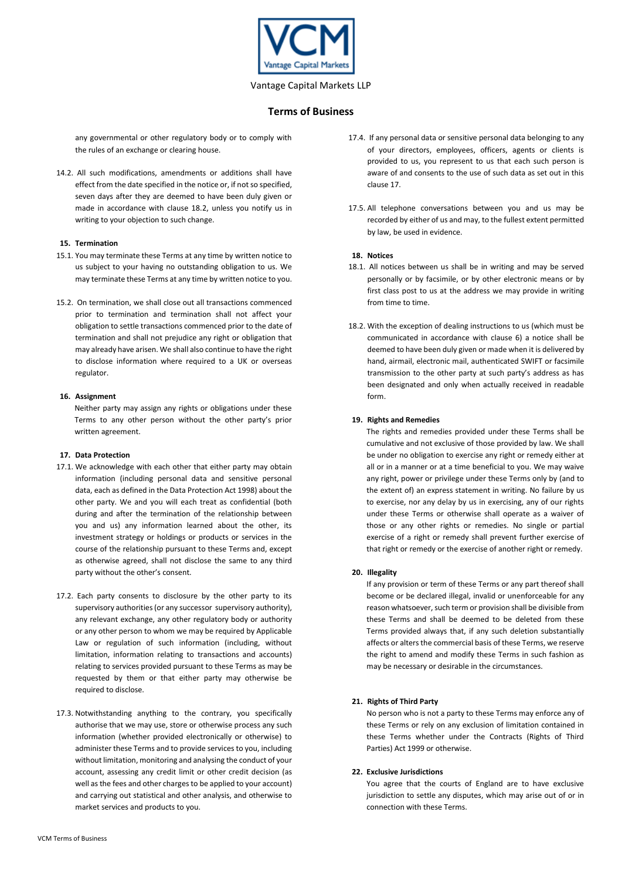any governmental or other regulatory body or to comply with the rules of an exchange or clearing house.

14.2. All such modifications, amendments or additions shall have effect from the date specified in the notice or, if not so specified, seven days after they are deemed to have been duly given or made in accordance with clause 18.2, unless you notify us in writing to your objection to such change.

**15. Termination**

15.1. You may terminate these Terms at any time by written notice to us subject to your having no outstanding obligation to us. We may terminate these Terms at any time by written notice to you.

15.2. On termination, we shall close out all transactions commenced prior to termination and termination shall not affect your obligation to settle transactions commenced prior to the date of termination and shall not prejudice any right or obligation that may already have arisen. We shall also continue to have the right to disclose information where required to a UK or overseas regulator.

**16. Assignment**

Neither party may assign any rights or obligations under these Terms to any other person without the other party's prior written agreement.

**17. Data Protection**

17.1. We acknowledge with each other that either party may obtain information (including personal data and sensitive personal data, each as defined in the Data Protection Act 1998) about the other party. We and you will each treat as confidential (both during and after the termination of the relationship between you and us) any information learned about the other, its investment strategy or holdings or products or services in the course of the relationship pursuant to these Terms and, except as otherwise agreed, shall not disclose the same to any third party without the other's consent.

17.2. Each party consents to disclosure by the other party to its supervisory authorities (or any successor supervisory authority), any relevant exchange, any other regulatory body or authority or any other person to whom we may be required by Applicable Law or regulation of such information (including, without limitation, information relating to transactions and accounts) relating to services provided pursuant to these Terms as may be requested by them or that either party may otherwise be required to disclose.

17.3. Notwithstanding anything to the contrary, you specifically authorise that we may use, store or otherwise process any such information (whether provided electronically or otherwise) to administer these Terms and to provide services to you, including without limitation, monitoring and analysing the conduct of your account, assessing any credit limit or other credit decision (as well as the fees and other charges to be applied to your account) and carrying out statistical and other analysis, and otherwise to market services and products to you.

17.4. If any personal data or sensitive personal data belonging to any of your directors, employees, officers, agents or clients is provided to us, you represent to us that each such person is aware of and consents to the use of such data as set out in this clause 17.

17.5. All telephone conversations between you and us may be recorded by either of us and may, to the fullest extent permitted by law, be used in evidence.

**18. Notices**

18.1. All notices between us shall be in writing and may be served personally or by facsimile, or by other electronic means or by first class post to us at the address we may provide in writing from time to time.

18.2. With the exception of dealing instructions to us (which must be communicated in accordance with clause 6) a notice shall be deemed to have been duly given or made when it is delivered by hand, airmail, electronic mail, authenticated SWIFT or facsimile transmission to the other party at such party's address as has been designated and only when actually received in readable form.

**19. Rights and Remedies**

The rights and remedies provided under these Terms shall be cumulative and not exclusive of those provided by law. We shall be under no obligation to exercise any right or remedy either at all or in a manner or at a time beneficial to you. We may waive any right, power or privilege under these Terms only by (and to the extent of) an express statement in writing. No failure by us to exercise, nor any delay by us in exercising, any of our rights under these Terms or otherwise shall operate as a waiver of those or any other rights or remedies. No single or partial exercise of a right or remedy shall prevent further exercise of that right or remedy or the exercise of another right or remedy.

**20. Illegality**

If any provision or term of these Terms or any part thereof shall become or be declared illegal, invalid or unenforceable for any reason whatsoever, such term or provision shall be divisible from these Terms and shall be deemed to be deleted from these Terms provided always that, if any such deletion substantially affects or alters the commercial basis of these Terms, we reserve the right to amend and modify these Terms in such fashion as may be necessary or desirable in the circumstances.

**21. Rights of Third Party**

No person who is not a party to these Terms may enforce any of these Terms or rely on any exclusion of limitation contained in these Terms whether under the Contracts (Rights of Third Parties) Act 1999 or otherwise.

**22. Exclusive Jurisdictions**

You agree that the courts of England are to have exclusive jurisdiction to settle any disputes, which may arise out of or in connection with these Terms.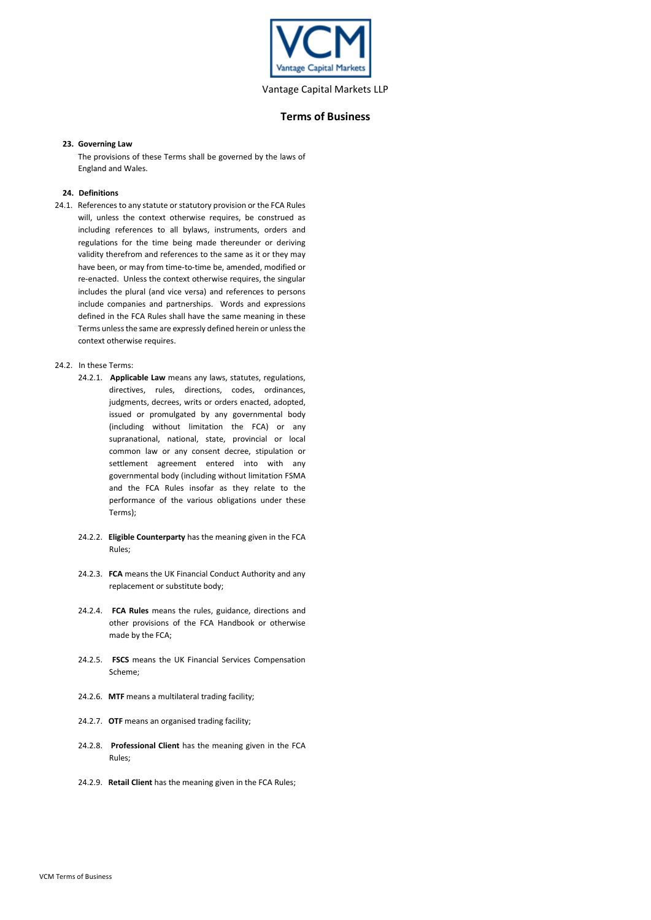Vantage Capital Markets LLP

## Terms of Business

### 23. Governing Law

The provisions of these Terms shall be governed by the laws of England and Wales.

### 24. Definitions

24.1. References to any statute or statutory provision or the FCA Rules will, unless the context otherwise requires, be construed as including references to all bylaws, instruments, orders and regulations for the time being made thereunder or deriving validity therefrom and references to the same as it or they may have been, or may from time-to-time be, amended, modified or re-enacted. Unless the context otherwise requires, the singular includes the plural (and vice versa) and references to persons include companies and partnerships. Words and expressions defined in the FCA Rules shall have the same meaning in these Terms unless the same are expressly defined herein or unless the context otherwise requires.

24.2. In these Terms:

24.2.1. **Applicable Law** means any laws, statutes, regulations, directives, rules, directions, codes, ordinances, judgments, decrees, writs or orders enacted, adopted, issued or promulgated by any governmental body (including without limitation the FCA) or any supranational, national, state, provincial or local common law or any consent decree, stipulation or settlement agreement entered into with any governmental body (including without limitation FSMA and the FCA Rules insofar as they relate to the performance of the various obligations under these Terms);

24.2.2. **Eligible Counterparty** has the meaning given in the FCA Rules;

24.2.3. **FCA** means the UK Financial Conduct Authority and any replacement or substitute body;

24.2.4. **FCA Rules** means the rules, guidance, directions and other provisions of the FCA Handbook or otherwise made by the FCA;

24.2.5. **FSCS** means the UK Financial Services Compensation Scheme;

24.2.6. **MTF** means a multilateral trading facility;

24.2.7. **OTF** means an organised trading facility;

24.2.8. **Professional Client** has the meaning given in the FCA Rules;

24.2.9. **Retail Client** has the meaning given in the FCA Rules;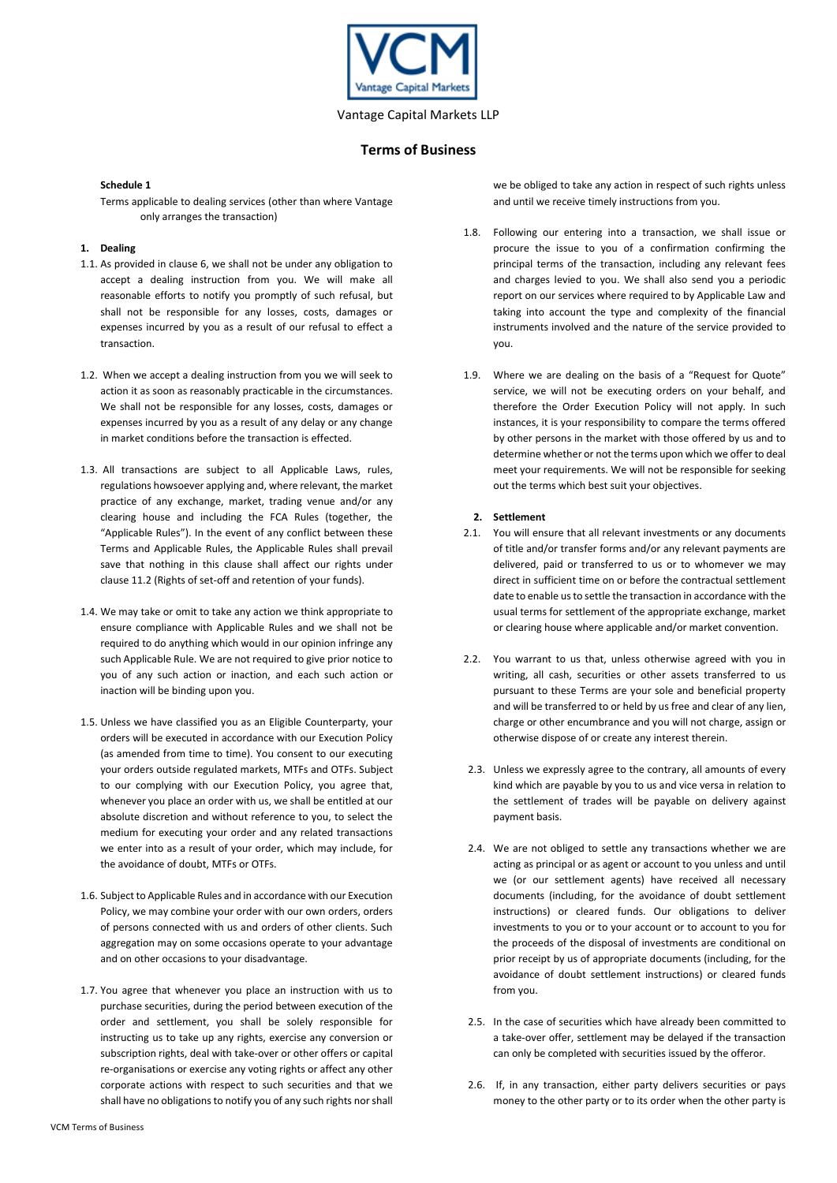Vantage Capital Markets LLP

## Terms of Business

**Schedule 1**

Terms applicable to dealing services (other than where Vantage only arranges the transaction)

### 1. Dealing

1.1. As provided in clause 6, we shall not be under any obligation to accept a dealing instruction from you. We will make all reasonable efforts to notify you promptly of such refusal, but shall not be responsible for any losses, costs, damages or expenses incurred by you as a result of our refusal to effect a transaction.

1.2. When we accept a dealing instruction from you we will seek to action it as soon as reasonably practicable in the circumstances. We shall not be responsible for any losses, costs, damages or expenses incurred by you as a result of any delay or any change in market conditions before the transaction is effected.

1.3. All transactions are subject to all Applicable Laws, rules, regulations howsoever applying and, where relevant, the market practice of any exchange, market, trading venue and/or any clearing house and including the FCA Rules (together, the "Applicable Rules"). In the event of any conflict between these Terms and Applicable Rules, the Applicable Rules shall prevail save that nothing in this clause shall affect our rights under clause 11.2 (Rights of set-off and retention of your funds).

1.4. We may take or omit to take any action we think appropriate to ensure compliance with Applicable Rules and we shall not be required to do anything which would in our opinion infringe any such Applicable Rule. We are not required to give prior notice to you of any such action or inaction, and each such action or inaction will be binding upon you.

1.5. Unless we have classified you as an Eligible Counterparty, your orders will be executed in accordance with our Execution Policy (as amended from time to time). You consent to our executing your orders outside regulated markets, MTFs and OTFs. Subject to our complying with our Execution Policy, you agree that, whenever you place an order with us, we shall be entitled at our absolute discretion and without reference to you, to select the medium for executing your order and any related transactions we enter into as a result of your order, which may include, for the avoidance of doubt, MTFs or OTFs.

1.6. Subject to Applicable Rules and in accordance with our Execution Policy, we may combine your order with our own orders, orders of persons connected with us and orders of other clients. Such aggregation may on some occasions operate to your advantage and on other occasions to your disadvantage.

1.7. You agree that whenever you place an instruction with us to purchase securities, during the period between execution of the order and settlement, you shall be solely responsible for instructing us to take up any rights, exercise any conversion or subscription rights, deal with take-over or other offers or capital re-organisations or exercise any voting rights or affect any other corporate actions with respect to such securities and that we shall have no obligations to notify you of any such rights nor shall we be obliged to take any action in respect of such rights unless and until we receive timely instructions from you.

1.8. Following our entering into a transaction, we shall issue or procure the issue to you of a confirmation confirming the principal terms of the transaction, including any relevant fees and charges levied to you. We shall also send you a periodic report on our services where required to by Applicable Law and taking into account the type and complexity of the financial instruments involved and the nature of the service provided to you.

1.9. Where we are dealing on the basis of a "Request for Quote" service, we will not be executing orders on your behalf, and therefore the Order Execution Policy will not apply. In such instances, it is your responsibility to compare the terms offered by other persons in the market with those offered by us and to determine whether or not the terms upon which we offer to deal meet your requirements. We will not be responsible for seeking out the terms which best suit your objectives.

### 2. Settlement

2.1. You will ensure that all relevant investments or any documents of title and/or transfer forms and/or any relevant payments are delivered, paid or transferred to us or to whomever we may direct in sufficient time on or before the contractual settlement date to enable us to settle the transaction in accordance with the usual terms for settlement of the appropriate exchange, market or clearing house where applicable and/or market convention.

2.2. You warrant to us that, unless otherwise agreed with you in writing, all cash, securities or other assets transferred to us pursuant to these Terms are your sole and beneficial property and will be transferred to or held by us free and clear of any lien, charge or other encumbrance and you will not charge, assign or otherwise dispose of or create any interest therein.

2.3. Unless we expressly agree to the contrary, all amounts of every kind which are payable by you to us and vice versa in relation to the settlement of trades will be payable on delivery against payment basis.

2.4. We are not obliged to settle any transactions whether we are acting as principal or as agent or account to you unless and until we (or our settlement agents) have received all necessary documents (including, for the avoidance of doubt settlement instructions) or cleared funds. Our obligations to deliver investments to you or to your account or to account to you for the proceeds of the disposal of investments are conditional on prior receipt by us of appropriate documents (including, for the avoidance of doubt settlement instructions) or cleared funds from you.

2.5. In the case of securities which have already been committed to a take-over offer, settlement may be delayed if the transaction can only be completed with securities issued by the offeror.

2.6. If, in any transaction, either party delivers securities or pays money to the other party or to its order when the other party is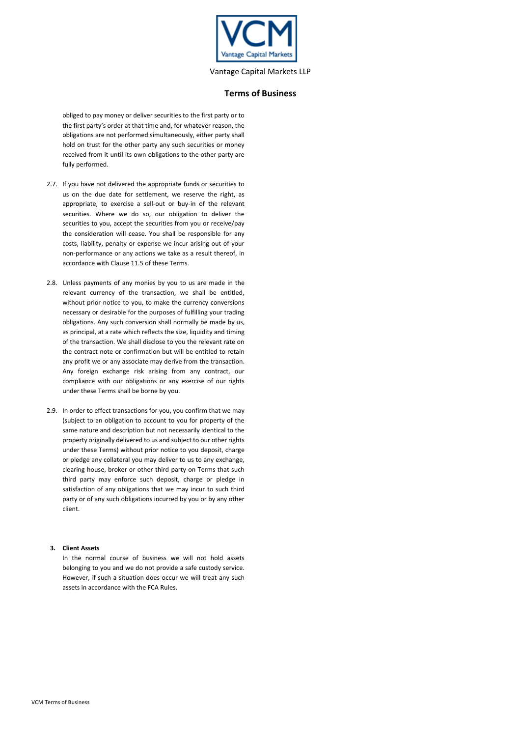obliged to pay money or deliver securities to the first party or to the first party's order at that time and, for whatever reason, the obligations are not performed simultaneously, either party shall hold on trust for the other party any such securities or money received from it until its own obligations to the other party are fully performed.

2.7. If you have not delivered the appropriate funds or securities to us on the due date for settlement, we reserve the right, as appropriate, to exercise a sell-out or buy-in of the relevant securities. Where we do so, our obligation to deliver the securities to you, accept the securities from you or receive/pay the consideration will cease. You shall be responsible for any costs, liability, penalty or expense we incur arising out of your non-performance or any actions we take as a result thereof, in accordance with Clause 11.5 of these Terms.

2.8. Unless payments of any monies by you to us are made in the relevant currency of the transaction, we shall be entitled, without prior notice to you, to make the currency conversions necessary or desirable for the purposes of fulfilling your trading obligations. Any such conversion shall normally be made by us, as principal, at a rate which reflects the size, liquidity and timing of the transaction. We shall disclose to you the relevant rate on the contract note or confirmation but will be entitled to retain any profit we or any associate may derive from the transaction. Any foreign exchange risk arising from any contract, our compliance with our obligations or any exercise of our rights under these Terms shall be borne by you.

2.9. In order to effect transactions for you, you confirm that we may (subject to an obligation to account to you for property of the same nature and description but not necessarily identical to the property originally delivered to us and subject to our other rights under these Terms) without prior notice to you deposit, charge or pledge any collateral you may deliver to us to any exchange, clearing house, broker or other third party on Terms that such third party may enforce such deposit, charge or pledge in satisfaction of any obligations that we may incur to such third party or of any such obligations incurred by you or by any other client.

**3. Client Assets**

In the normal course of business we will not hold assets belonging to you and we do not provide a safe custody service. However, if such a situation does occur we will treat any such assets in accordance with the FCA Rules.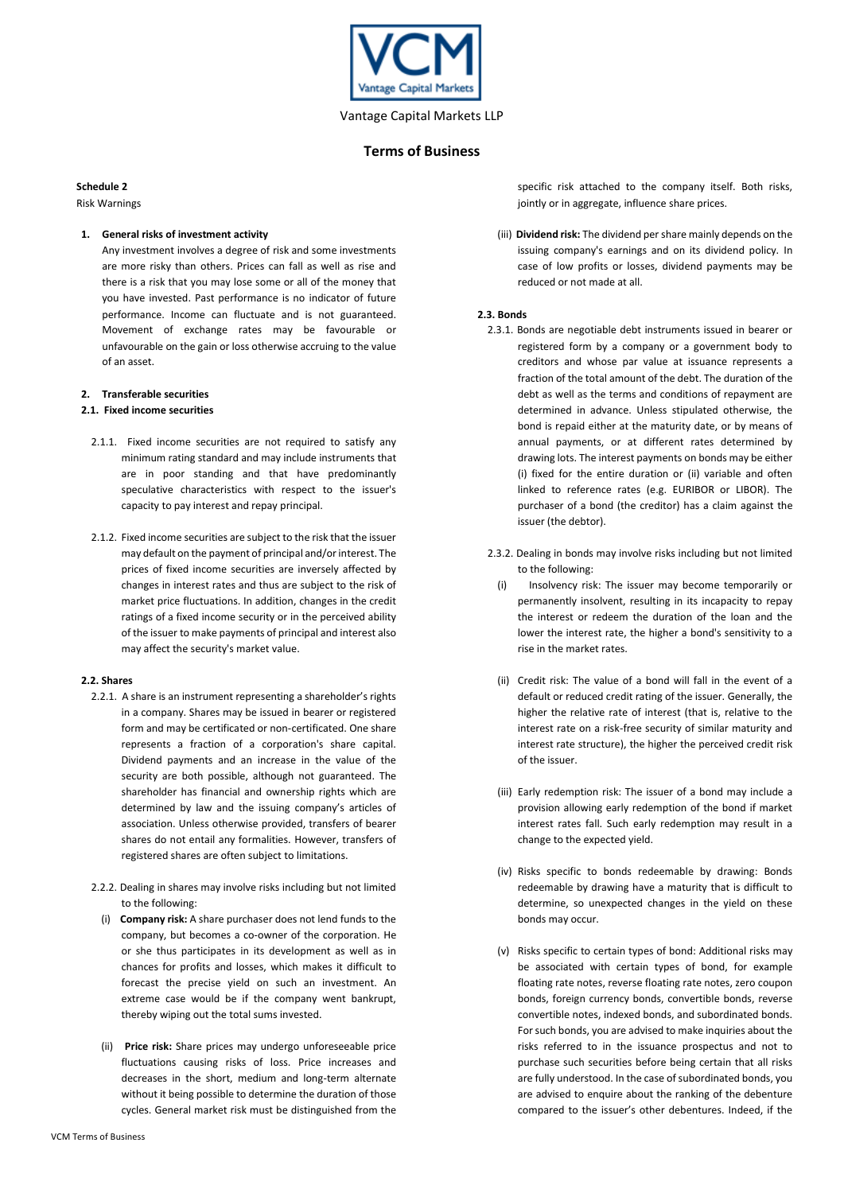Vantage Capital Markets LLP

# Terms of Business

**Schedule 2**

Risk Warnings

1. **General risks of investment activity**

   Any investment involves a degree of risk and some investments are more risky than others. Prices can fall as well as rise and there is a risk that you may lose some or all of the money that you have invested. Past performance is no indicator of future performance. Income can fluctuate and is not guaranteed. Movement of exchange rates may be favourable or unfavourable on the gain or loss otherwise accruing to the value of an asset.

2. **Transferable securities**

**2.1. Fixed income securities**

2.1.1. Fixed income securities are not required to satisfy any minimum rating standard and may include instruments that are in poor standing and that have predominantly speculative characteristics with respect to the issuer's capacity to pay interest and repay principal.

2.1.2. Fixed income securities are subject to the risk that the issuer may default on the payment of principal and/or interest. The prices of fixed income securities are inversely affected by changes in interest rates and thus are subject to the risk of market price fluctuations. In addition, changes in the credit ratings of a fixed income security or in the perceived ability of the issuer to make payments of principal and interest also may affect the security's market value.

**2.2. Shares**

2.2.1. A share is an instrument representing a shareholder's rights in a company. Shares may be issued in bearer or registered form and may be certificated or non-certificated. One share represents a fraction of a corporation's share capital. Dividend payments and an increase in the value of the security are both possible, although not guaranteed. The shareholder has financial and ownership rights which are determined by law and the issuing company's articles of association. Unless otherwise provided, transfers of bearer shares do not entail any formalities. However, transfers of registered shares are often subject to limitations.

2.2.2. Dealing in shares may involve risks including but not limited to the following:

(i) **Company risk:** A share purchaser does not lend funds to the company, but becomes a co-owner of the corporation. He or she thus participates in its development as well as in chances for profits and losses, which makes it difficult to forecast the precise yield on such an investment. An extreme case would be if the company went bankrupt, thereby wiping out the total sums invested.

(ii) **Price risk:** Share prices may undergo unforeseeable price fluctuations causing risks of loss. Price increases and decreases in the short, medium and long-term alternate without it being possible to determine the duration of those cycles. General market risk must be distinguished from the specific risk attached to the company itself. Both risks, jointly or in aggregate, influence share prices.

(iii) **Dividend risk:** The dividend per share mainly depends on the issuing company's earnings and on its dividend policy. In case of low profits or losses, dividend payments may be reduced or not made at all.

**2.3. Bonds**

2.3.1. Bonds are negotiable debt instruments issued in bearer or registered form by a company or a government body to creditors and whose par value at issuance represents a fraction of the total amount of the debt. The duration of the debt as well as the terms and conditions of repayment are determined in advance. Unless stipulated otherwise, the bond is repaid either at the maturity date, or by means of annual payments, or at different rates determined by drawing lots. The interest payments on bonds may be either (i) fixed for the entire duration or (ii) variable and often linked to reference rates (e.g. EURIBOR or LIBOR). The purchaser of a bond (the creditor) has a claim against the issuer (the debtor).

2.3.2. Dealing in bonds may involve risks including but not limited to the following:

(i) Insolvency risk: The issuer may become temporarily or permanently insolvent, resulting in its incapacity to repay the interest or redeem the duration of the loan and the lower the interest rate, the higher a bond's sensitivity to a rise in the market rates.

(ii) Credit risk: The value of a bond will fall in the event of a default or reduced credit rating of the issuer. Generally, the higher the relative rate of interest (that is, relative to the interest rate on a risk-free security of similar maturity and interest rate structure), the higher the perceived credit risk of the issuer.

(iii) Early redemption risk: The issuer of a bond may include a provision allowing early redemption of the bond if market interest rates fall. Such early redemption may result in a change to the expected yield.

(iv) Risks specific to bonds redeemable by drawing: Bonds redeemable by drawing have a maturity that is difficult to determine, so unexpected changes in the yield on these bonds may occur.

(v) Risks specific to certain types of bond: Additional risks may be associated with certain types of bond, for example floating rate notes, reverse floating rate notes, zero coupon bonds, foreign currency bonds, convertible bonds, reverse convertible notes, indexed bonds, and subordinated bonds. For such bonds, you are advised to make inquiries about the risks referred to in the issuance prospectus and not to purchase such securities before being certain that all risks are fully understood. In the case of subordinated bonds, you are advised to enquire about the ranking of the debenture compared to the issuer's other debentures. Indeed, if the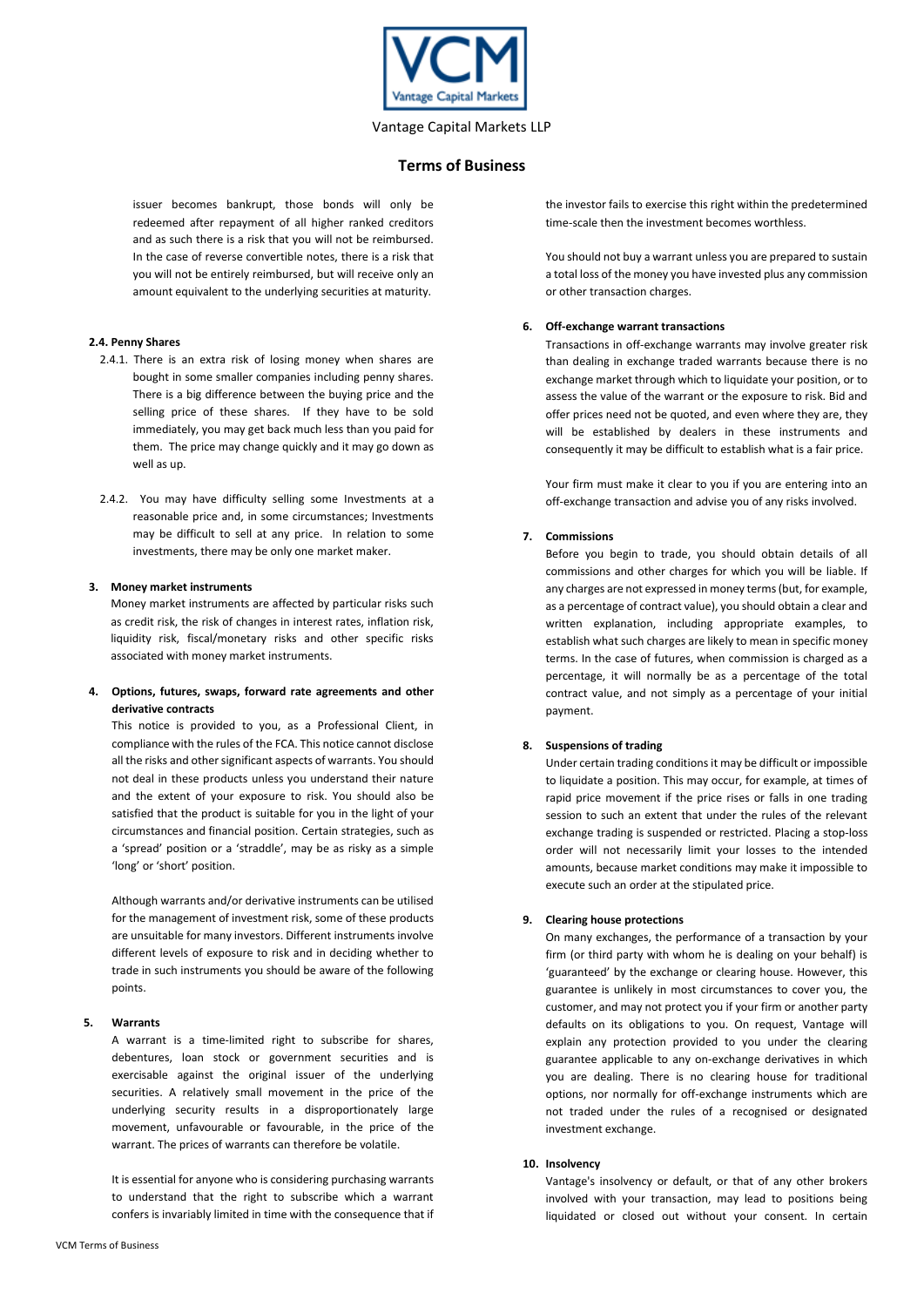issuer becomes bankrupt, those bonds will only be redeemed after repayment of all higher ranked creditors and as such there is a risk that you will not be reimbursed. In the case of reverse convertible notes, there is a risk that you will not be entirely reimbursed, but will receive only an amount equivalent to the underlying securities at maturity.

**2.4. Penny Shares**

2.4.1. There is an extra risk of losing money when shares are bought in some smaller companies including penny shares. There is a big difference between the buying price and the selling price of these shares. If they have to be sold immediately, you may get back much less than you paid for them. The price may change quickly and it may go down as well as up.

2.4.2. You may have difficulty selling some Investments at a reasonable price and, in some circumstances; Investments may be difficult to sell at any price. In relation to some investments, there may be only one market maker.

**3. Money market instruments**

Money market instruments are affected by particular risks such as credit risk, the risk of changes in interest rates, inflation risk, liquidity risk, fiscal/monetary risks and other specific risks associated with money market instruments.

**4. Options, futures, swaps, forward rate agreements and other derivative contracts**

This notice is provided to you, as a Professional Client, in compliance with the rules of the FCA. This notice cannot disclose all the risks and other significant aspects of instruments. You should not deal in these products unless you understand their nature and the extent of your exposure to risk. You should also be satisfied that the product is suitable for you in the light of your circumstances and financial position. Certain strategies, such as a 'spread' position or a 'straddle', may be as risky as a simple 'long' or 'short' position.

Although warrants and/or derivative instruments can be utilised for the management of investment risk, some of these products are unsuitable for many investors. Different instruments involve different levels of exposure to risk and in deciding whether to trade in such instruments you should be aware of the following points.

**5. Warrants**

A warrant is a time-limited right to subscribe for shares, debentures, loan stock or government securities and is exercisable against the original issuer of the underlying securities. A relatively small movement in the price of the underlying security results in a disproportionately large movement, unfavourable or favourable, in the price of the warrant. The prices of warrants can therefore be volatile.

It is essential for anyone who is considering purchasing warrants to understand that the right to subscribe which a warrant confers is invariably limited in time with the consequence that if the investor fails to exercise this right within the predetermined time-scale then the investment becomes worthless.

You should not buy a warrant unless you are prepared to sustain a total loss of the money you have invested plus any commission or other transaction charges.

**6. Off-exchange warrant transactions**

Transactions in off-exchange warrants may involve greater risk than dealing in exchange traded warrants because there is no exchange market through which to liquidate your position, or to assess the value of the warrant or the exposure to risk. Bid and offer prices need not be quoted, and even where they are, they will be established by dealers in these instruments and consequently it may be difficult to establish what is a fair price.

Your firm must make it clear to you if you are entering into an off-exchange transaction and advise you of any risks involved.

**7. Commissions**

Before you begin to trade, you should obtain details of all commissions and other charges for which you will be liable. If any charges are not expressed in money terms (but, for example, as a percentage of contract value), you should obtain a clear and written explanation, including appropriate examples, to establish what such charges are likely to mean in specific money terms. In the case of futures, when commission is charged as a percentage, it will normally be as a percentage of the total contract value, and not simply as a percentage of your initial payment.

**8. Suspensions of trading**

Under certain trading conditions it may be difficult or impossible to liquidate a position. This may occur, for example, at times of rapid price movement if the price rises or falls in one trading session to such an extent that under the rules of the relevant exchange trading is suspended or restricted. Placing a stop-loss order will not necessarily limit your losses to the intended amounts, because market conditions may make it impossible to execute such an order at the stipulated price.

**9. Clearing house protections**

On many exchanges, the performance of a transaction by your firm (or third party with whom he is dealing on your behalf) is 'guaranteed' by the exchange or clearing house. However, this guarantee is unlikely in most circumstances to cover you, the customer, and may not protect you if your firm or another party defaults on its obligations to you. On request, Vantage will explain any protection provided to you under the clearing guarantee applicable to any on-exchange derivatives in which you are dealing. There is no clearing house for traditional options, nor normally for off-exchange instruments which are not traded under the rules of a recognised or designated investment exchange.

**10. Insolvency**

Vantage's insolvency or default, or that of any other brokers involved with your transaction, may lead to positions being liquidated or closed out without your consent. In certain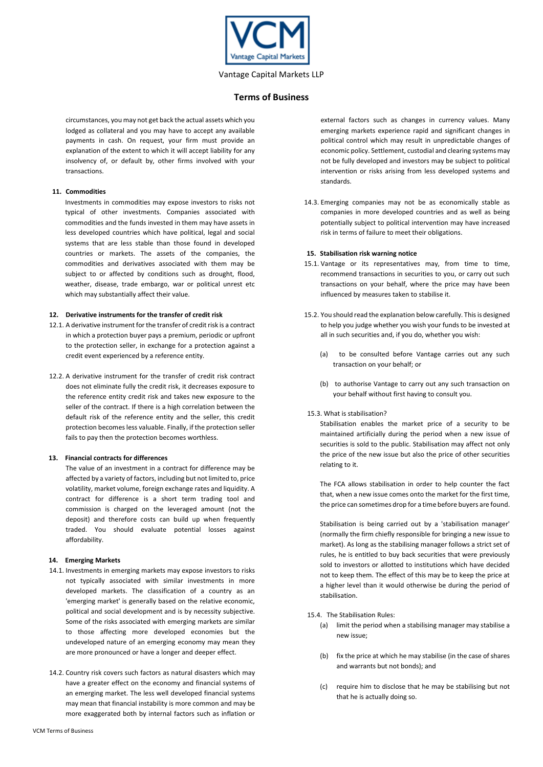circumstances, you may not get back the actual assets which you lodged as collateral and you may have to accept any available payments in cash. On request, your firm must provide an explanation of the extent to which it will accept liability for any insolvency of, or default by, other firms involved with your transactions.

**11. Commodities**

Investments in commodities may expose investors to risks not typical of other investments. Companies associated with commodities and the funds invested in them may have assets in less developed countries which have political, legal and social systems that are less stable than those found in developed countries or markets. The assets of the companies, the commodities and derivatives associated with them may be subject to or affected by conditions such as drought, flood, weather, disease, trade embargo, war or political unrest etc which may substantially affect their value.

**12. Derivative instruments for the transfer of credit risk**

12.1. A derivative instrument for the transfer of credit risk is a contract in which a protection buyer pays a premium, periodic or upfront to the protection seller, in exchange for a protection against a credit event experienced by a reference entity.

12.2. A derivative instrument for the transfer of credit risk contract does not eliminate fully the credit risk, it decreases exposure to the reference entity credit risk and takes new exposure to the seller of the contract. If there is a high correlation between the default risk of the reference entity and the seller, this credit protection becomes less valuable. Finally, if the protection seller fails to pay then the protection becomes worthless.

**13. Financial contracts for differences**

The value of an investment in a contract for difference may be affected by a variety of factors, including but not limited to, price volatility, market volume, foreign exchange rates and liquidity. A contract for difference is a short term trading tool and commission is charged on the leveraged amount (not the deposit) and therefore costs can build up when frequently traded. You should evaluate potential losses against affordability.

**14. Emerging Markets**

14.1. Investments in emerging markets may expose investors to risks not typically associated with similar investments in more developed markets. The classification of a country as an 'emerging market' is generally based on the relative economic, political and social development and is by necessity subjective. Some of the risks associated with emerging markets are similar to those affecting more developed economies but the undeveloped nature of an emerging economy may mean they are more pronounced or have a longer and deeper effect.

14.2. Country risk covers such factors as natural disasters which may have a greater effect on the economy and financial systems of an emerging market. The less well developed financial systems may mean that financial instability is more common and may be more exaggerated both by internal factors such as inflation or external factors such as changes in currency values. Many emerging markets experience rapid and significant changes in political control which may result in unpredictable changes of economic policy. Settlement, custodial and clearing systems may not be fully developed and investors may be subject to political intervention or risks arising from less developed systems and standards.

14.3. Emerging companies may not be as economically stable as companies in more developed countries and as well as being potentially subject to political intervention may have increased risk in terms of failure to meet their obligations.

**15. Stabilisation risk warning notice**

15.1. Vantage or its representatives may, from time to time, recommend transactions in securities to you, or carry out such transactions on your behalf, where the price may have been influenced by measures taken to stabilise it.

15.2. You should read the explanation below carefully. This is designed to help you judge whether you wish your funds to be invested at all in such securities and, if you do, whether you wish:

(a) to be consulted before Vantage carries out any such transaction on your behalf; or

(b) to authorise Vantage to carry out any such transaction on your behalf without first having to consult you.

15.3. What is stabilisation?

Stabilisation enables the market price of a security to be maintained artificially during the period when a new issue of securities is sold to the public. Stabilisation may affect not only the price of the new issue but also the price of other securities relating to it.

The FCA allows stabilisation in order to help counter the fact that, when a new issue comes onto the market for the first time, the price can sometimes drop for a time before buyers are found.

Stabilisation is being carried out by a 'stabilisation manager' (normally the firm chiefly responsible for bringing a new issue to market). As long as the stabilising manager follows a strict set of rules, he is entitled to buy back securities that were previously sold to investors or allotted to institutions which have decided not to keep them. The effect of this may be to keep the price at a higher level than it would otherwise be during the period of stabilisation.

15.4. The Stabilisation Rules:

(a) limit the period when a stabilising manager may stabilise a new issue;

(b) fix the price at which he may stabilise (in the case of shares and warrants but not bonds); and

(c) require him to disclose that he may be stabilising but not that he is actually doing so.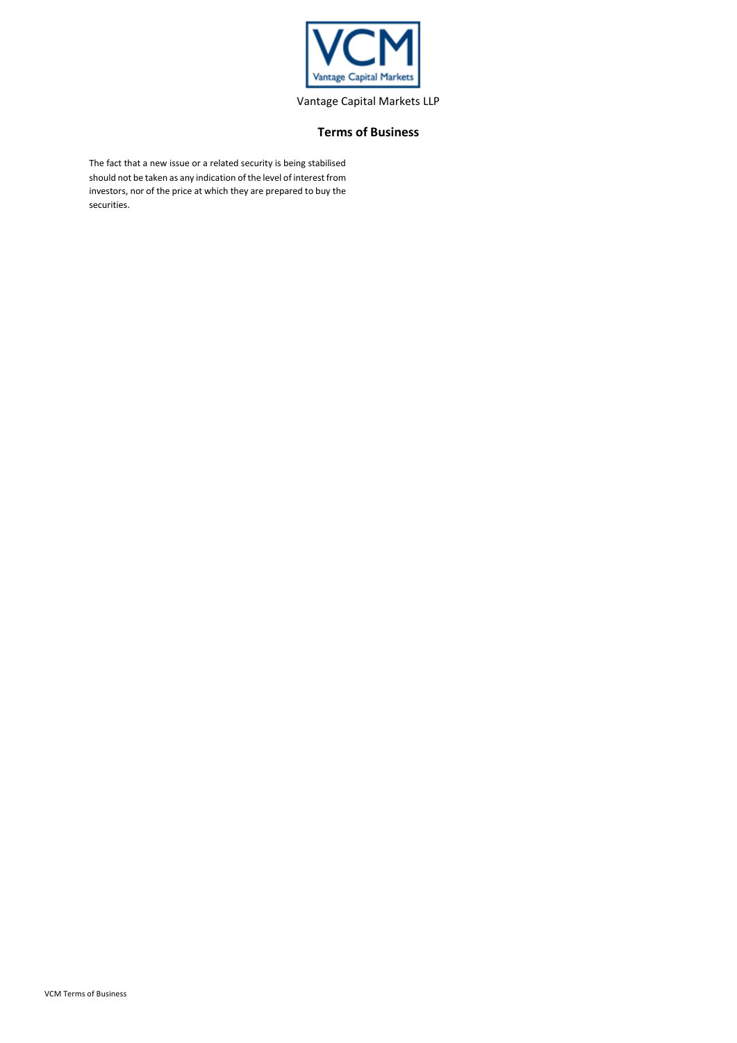Vantage Capital Markets LLP

**Terms of Business**

The fact that a new issue or a related security is being stabilised should not be taken as any indication of the level of interest from investors, nor of the price at which they are prepared to buy the securities.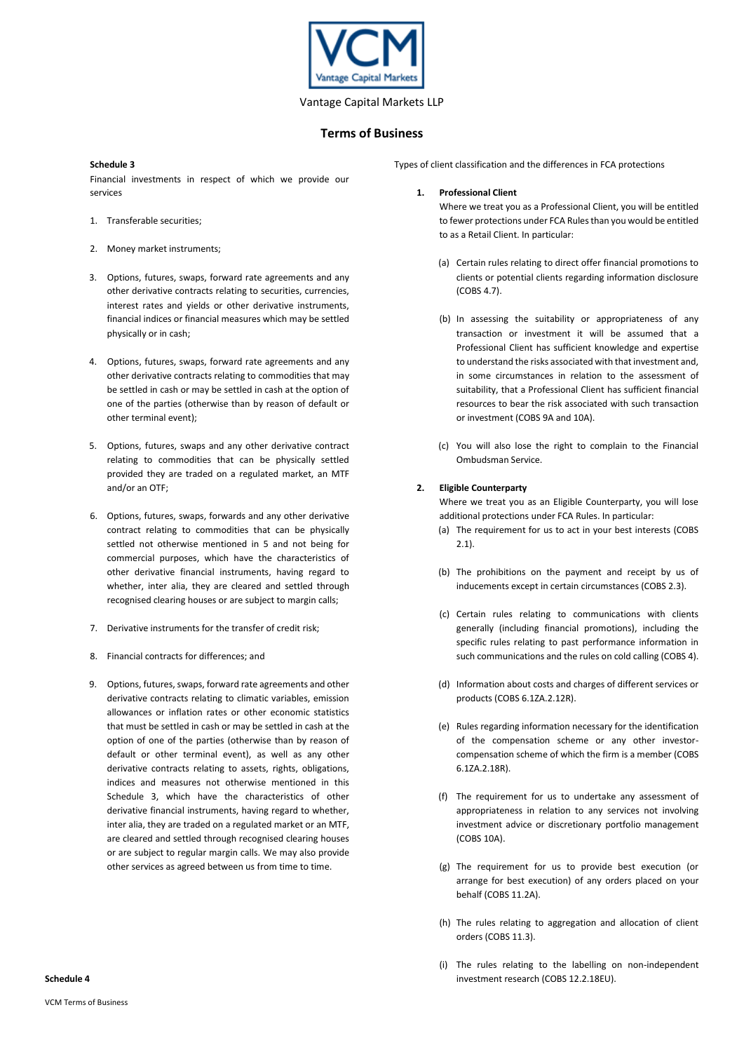Vantage Capital Markets LLP

# Terms of Business

**Schedule 3**

Financial investments in respect of which we provide our services

1. Transferable securities;

2. Money market instruments;

3. Options, futures, swaps, forward rate agreements and any other derivative contracts relating to securities, currencies, interest rates and yields or other derivative instruments, financial indices or financial measures which may be settled physically or in cash;

4. Options, futures, swaps, forward rate agreements and any other derivative contracts relating to commodities that may be settled in cash or may be settled in cash at the option of one of the parties (otherwise than by reason of default or other terminal event);

5. Options, futures, swaps and any other derivative contract relating to commodities that can be physically settled provided they are traded on a regulated market, an MTF and/or an OTF;

6. Options, futures, swaps, forwards and any other derivative contract relating to commodities that can be physically settled not otherwise mentioned in 5 and not being for commercial purposes, which have the characteristics of other derivative financial instruments, having regard to whether, inter alia, they are cleared and settled through recognised clearing houses or are subject to margin calls;

7. Derivative instruments for the transfer of credit risk;

8. Financial contracts for differences; and

9. Options, futures, swaps, forward rate agreements and other derivative contracts relating to climatic variables, emission allowances or inflation rates or other economic statistics that must be settled in cash or may be settled in cash at the option of one of the parties (otherwise than by reason of default or other terminal event), as well as any other derivative contracts relating to assets, rights, obligations, indices and measures not otherwise mentioned in this Schedule 3, which have the characteristics of other derivative financial instruments, having regard to whether, inter alia, they are traded on a regulated market or an MTF, are cleared and settled through recognised clearing houses or are subject to regular margin calls. We may also provide other services as agreed between us from time to time.

**Schedule 4**

Types of client classification and the differences in FCA protections

1. **Professional Client**

   Where we treat you as a Professional Client, you will be entitled to fewer protections under FCA Rules than you would be entitled to as a Retail Client. In particular:

   (a) Certain rules relating to direct offer financial promotions to clients or potential clients regarding information disclosure (COBS 4.7).

   (b) In assessing the suitability or appropriateness of any transaction or investment it will be assumed that a Professional Client has sufficient knowledge and expertise to understand the risks associated with that investment and, in some circumstances in relation to the assessment of suitability, that a Professional Client has sufficient financial resources to bear the risk associated with such transaction or investment (COBS 9A and 10A).

   (c) You will also lose the right to complain to the Financial Ombudsman Service.

2. **Eligible Counterparty**

   Where we treat you as an Eligible Counterparty, you will lose additional protections under FCA Rules. In particular:

   (a) The requirement for us to act in your best interests (COBS 2.1).

   (b) The prohibitions on the payment and receipt by us of inducements except in certain circumstances (COBS 2.3).

   (c) Certain rules relating to communications with clients generally (including financial promotions), including the specific rules relating to past performance information in such communications and the rules on cold calling (COBS 4).

   (d) Information about costs and charges of different services or products (COBS 6.1ZA.2.12R).

   (e) Rules regarding information necessary for the identification of the compensation scheme or any other investor-compensation scheme of which the firm is a member (COBS 6.1ZA.2.18R).

   (f) The requirement for us to undertake any assessment of appropriateness in relation to any services not involving investment advice or discretionary portfolio management (COBS 10A).

   (g) The requirement for us to provide best execution (or arrange for best execution) of any orders placed on your behalf (COBS 11.2A).

   (h) The rules relating to aggregation and allocation of client orders (COBS 11.3).

   (i) The rules relating to the labelling on non-independent investment research (COBS 12.2.18EU).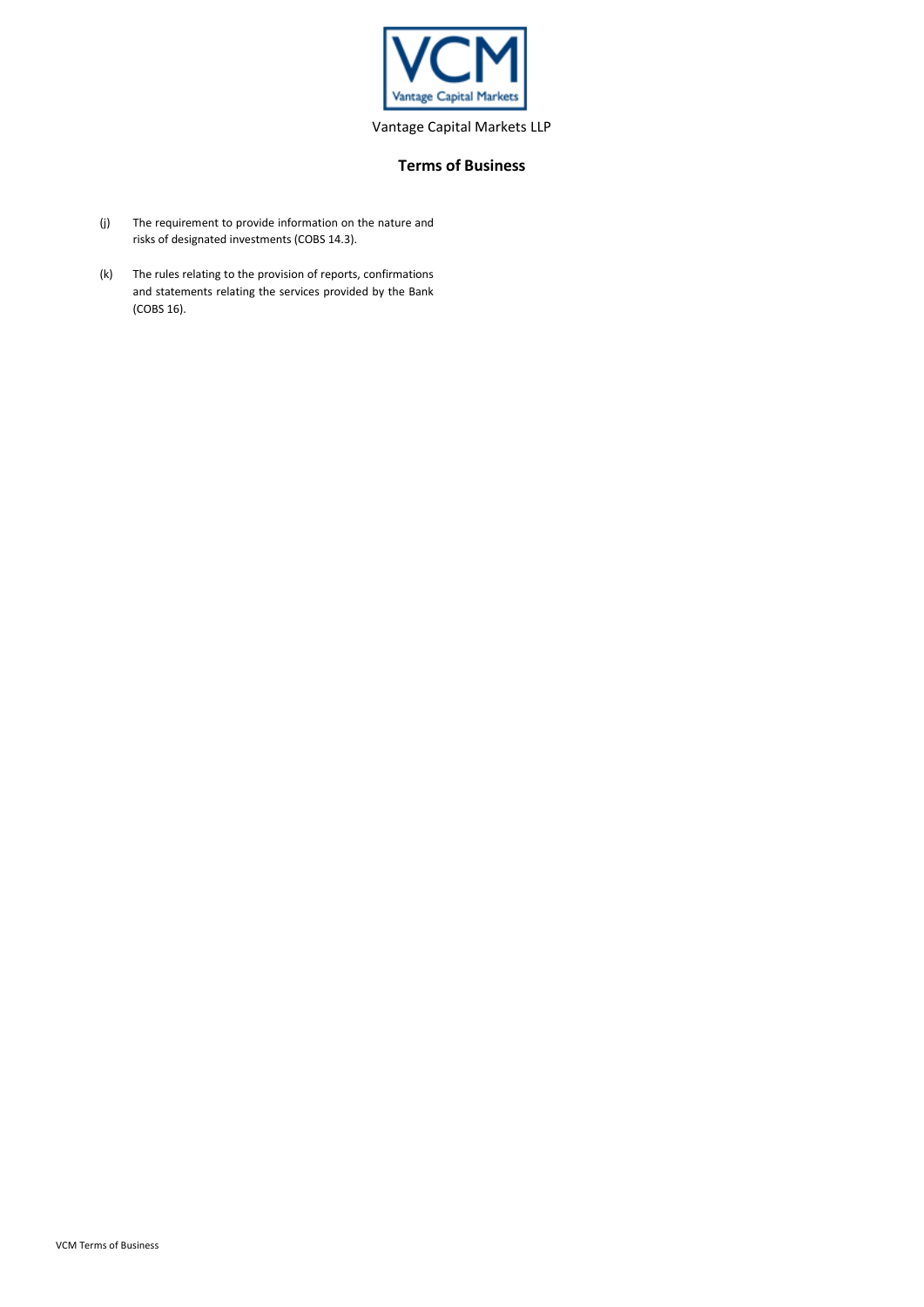(j) The requirement to provide information on the nature and risks of designated investments (COBS 14.3).

(k) The rules relating to the provision of reports, confirmations and statements relating the services provided by the Bank (COBS 16).